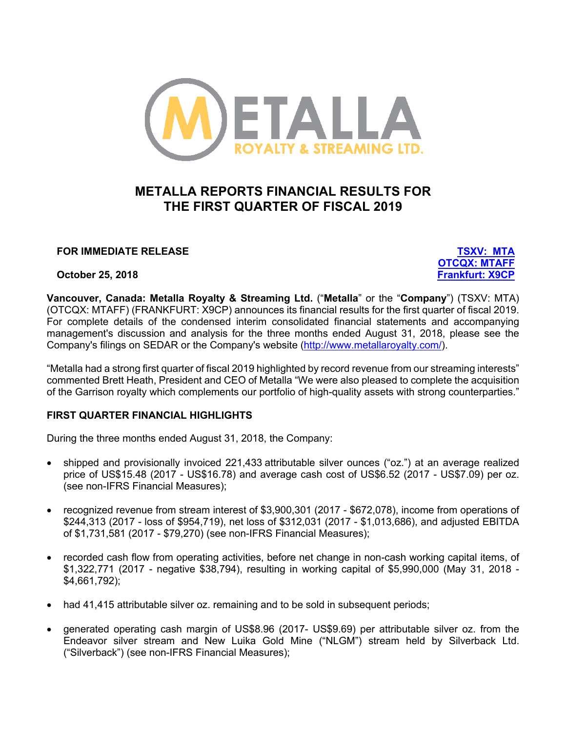# METALLA REPORTS FINANCIAL RESULTS FOR THE FIRST QUARTER OF FISCAL 2019

**FOR IMMEDIATE RELEASE**

**October 25, 2018**

**TSXV: MTA**
**OTCQX: MTAFF**
**Frankfurt: X9CP**

**Vancouver, Canada: Metalla Royalty & Streaming Ltd.** ("**Metalla**" or the "**Company**") (TSXV: MTA) (OTCQX: MTAFF) (FRANKFURT: X9CP) announces its financial results for the first quarter of fiscal 2019. For complete details of the condensed interim consolidated financial statements and accompanying management's discussion and analysis for the three months ended August 31, 2018, please see the Company's filings on SEDAR or the Company's website (http://www.metallaroyalty.com/).

"Metalla had a strong first quarter of fiscal 2019 highlighted by record revenue from our streaming interests" commented Brett Heath, President and CEO of Metalla "We were also pleased to complete the acquisition of the Garrison royalty which complements our portfolio of high-quality assets with strong counterparties."

## FIRST QUARTER FINANCIAL HIGHLIGHTS

During the three months ended August 31, 2018, the Company:

- shipped and provisionally invoiced 221,433 attributable silver ounces ("oz.") at an average realized price of US$15.48 (2017 - US$16.78) and average cash cost of US$6.52 (2017 - US$7.09) per oz. (see non-IFRS Financial Measures);
- recognized revenue from stream interest of $3,900,301 (2017 - $672,078), income from operations of $244,313 (2017 - loss of $954,719), net loss of $312,031 (2017 - $1,013,686), and adjusted EBITDA of $1,731,581 (2017 - $79,270) (see non-IFRS Financial Measures);
- recorded cash flow from operating activities, before net change in non-cash working capital items, of $1,322,771 (2017 - negative $38,794), resulting in working capital of $5,990,000 (May 31, 2018 - $4,661,792);
- had 41,415 attributable silver oz. remaining and to be sold in subsequent periods;
- generated operating cash margin of US$8.96 (2017- US$9.69) per attributable silver oz. from the Endeavor silver stream and New Luika Gold Mine ("NLGM") stream held by Silverback Ltd. ("Silverback") (see non-IFRS Financial Measures);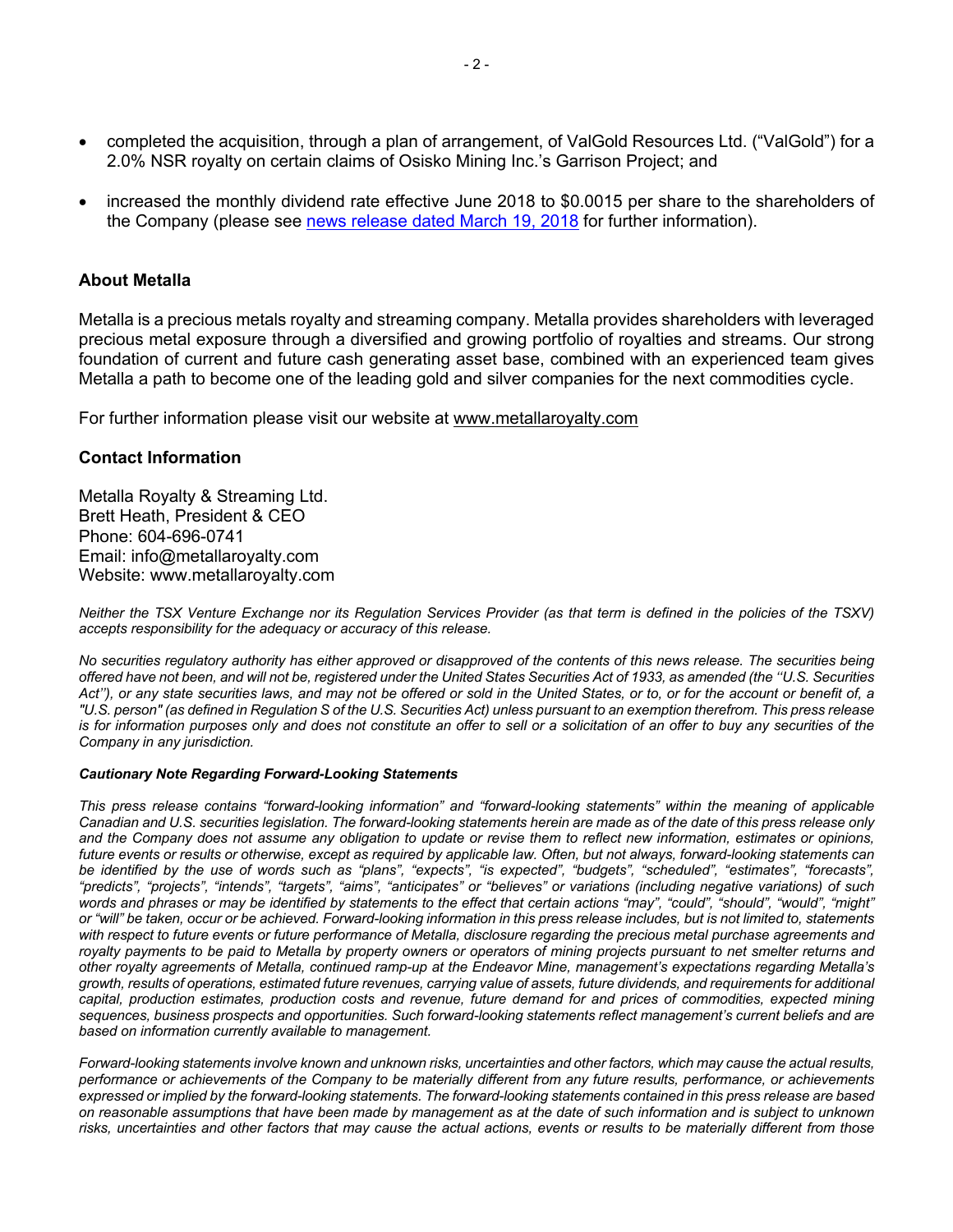- completed the acquisition, through a plan of arrangement, of ValGold Resources Ltd. ("ValGold") for a 2.0% NSR royalty on certain claims of Osisko Mining Inc.'s Garrison Project; and
- increased the monthly dividend rate effective June 2018 to $0.0015 per share to the shareholders of the Company (please see news release dated March 19, 2018 for further information).

## About Metalla

Metalla is a precious metals royalty and streaming company. Metalla provides shareholders with leveraged precious metal exposure through a diversified and growing portfolio of royalties and streams. Our strong foundation of current and future cash generating asset base, combined with an experienced team gives Metalla a path to become one of the leading gold and silver companies for the next commodities cycle.

For further information please visit our website at www.metallaroyalty.com

## Contact Information

Metalla Royalty & Streaming Ltd.
Brett Heath, President & CEO
Phone: 604-696-0741
Email: info@metallaroyalty.com
Website: www.metallaroyalty.com

*Neither the TSX Venture Exchange nor its Regulation Services Provider (as that term is defined in the policies of the TSXV) accepts responsibility for the adequacy or accuracy of this release.*

*No securities regulatory authority has either approved or disapproved of the contents of this news release. The securities being offered have not been, and will not be, registered under the United States Securities Act of 1933, as amended (the "U.S. Securities Act"), or any state securities laws, and may not be offered or sold in the United States, or to, or for the account or benefit of, a "U.S. person" (as defined in Regulation S of the U.S. Securities Act) unless pursuant to an exemption therefrom. This press release is for information purposes only and does not constitute an offer to sell or a solicitation of an offer to buy any securities of the Company in any jurisdiction.*

***Cautionary Note Regarding Forward-Looking Statements***

*This press release contains "forward-looking information" and "forward-looking statements" within the meaning of applicable Canadian and U.S. securities legislation. The forward-looking statements herein are made as of the date of this press release only and the Company does not assume any obligation to update or revise them to reflect new information, estimates or opinions, future events or results or otherwise, except as required by applicable law. Often, but not always, forward-looking statements can be identified by the use of words such as "plans", "expects", "is expected", "budgets", "scheduled", "estimates", "forecasts", "predicts", "projects", "intends", "targets", "aims", "anticipates" or "believes" or variations (including negative variations) of such words and phrases or may be identified by statements to the effect that certain actions "may", "could", "should", "would", "might" or "will" be taken, occur or be achieved. Forward-looking information in this press release includes, but is not limited to, statements with respect to future events or future performance of Metalla, disclosure regarding the precious metal purchase agreements and royalty payments to be paid to Metalla by property owners or operators of mining projects pursuant to net smelter returns and other royalty agreements of Metalla, continued ramp-up at the Endeavor Mine, management's expectations regarding Metalla's growth, results of operations, estimated future revenues, carrying value of assets, future dividends, and requirements for additional capital, production estimates, production costs and revenue, future demand for and prices of commodities, expected mining sequences, business prospects and opportunities. Such forward-looking statements reflect management's current beliefs and are based on information currently available to management.*

*Forward-looking statements involve known and unknown risks, uncertainties and other factors, which may cause the actual results, performance or achievements of the Company to be materially different from any future results, performance, or achievements expressed or implied by the forward-looking statements. The forward-looking statements contained in this press release are based on reasonable assumptions that have been made by management as at the date of such information and is subject to unknown risks, uncertainties and other factors that may cause the actual actions, events or results to be materially different from those*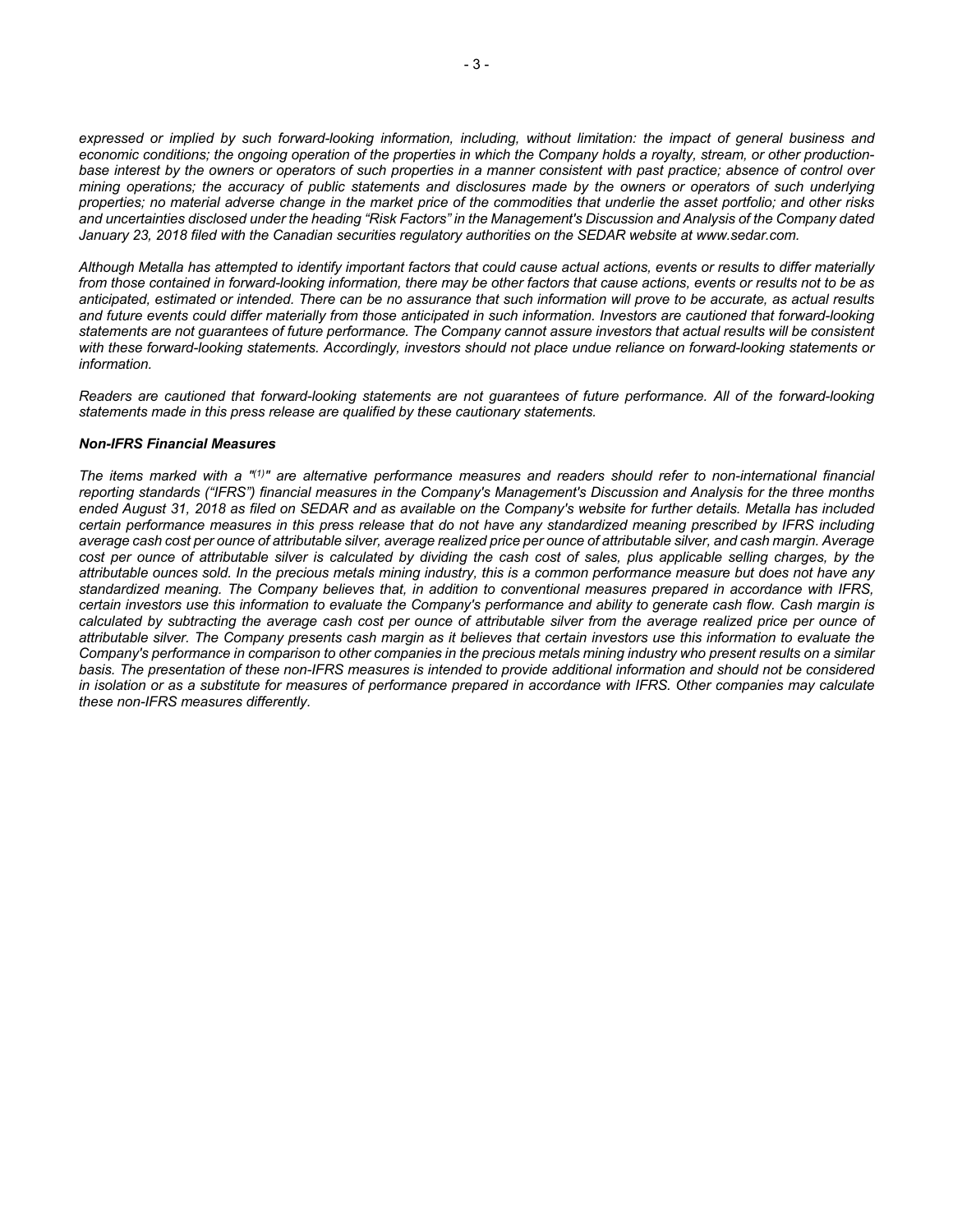*expressed or implied by such forward-looking information, including, without limitation: the impact of general business and economic conditions; the ongoing operation of the properties in which the Company holds a royalty, stream, or other production-base interest by the owners or operators of such properties in a manner consistent with past practice; absence of control over mining operations; the accuracy of public statements and disclosures made by the owners or operators of such underlying properties; no material adverse change in the market price of the commodities that underlie the asset portfolio; and other risks and uncertainties disclosed under the heading "Risk Factors" in the Management's Discussion and Analysis of the Company dated January 23, 2018 filed with the Canadian securities regulatory authorities on the SEDAR website at www.sedar.com.*

*Although Metalla has attempted to identify important factors that could cause actual actions, events or results to differ materially from those contained in forward-looking information, there may be other factors that cause actions, events or results not to be as anticipated, estimated or intended. There can be no assurance that such information will prove to be accurate, as actual results and future events could differ materially from those anticipated in such information. Investors are cautioned that forward-looking statements are not guarantees of future performance. The Company cannot assure investors that actual results will be consistent with these forward-looking statements. Accordingly, investors should not place undue reliance on forward-looking statements or information.*

*Readers are cautioned that forward-looking statements are not guarantees of future performance. All of the forward-looking statements made in this press release are qualified by these cautionary statements.*

***Non-IFRS Financial Measures***

*The items marked with a "(1)" are alternative performance measures and readers should refer to non-international financial reporting standards ("IFRS") financial measures in the Company's Management's Discussion and Analysis for the three months ended August 31, 2018 as filed on SEDAR and as available on the Company's website for further details. Metalla has included certain performance measures in this press release that do not have any standardized meaning prescribed by IFRS including average cash cost per ounce of attributable silver, average realized price per ounce of attributable silver, and cash margin. Average cost per ounce of attributable silver is calculated by dividing the cash cost of sales, plus applicable selling charges, by the attributable ounces sold. In the precious metals mining industry, this is a common performance measure but does not have any standardized meaning. The Company believes that, in addition to conventional measures prepared in accordance with IFRS, certain investors use this information to evaluate the Company's performance and ability to generate cash flow. Cash margin is calculated by subtracting the average cash cost per ounce of attributable silver from the average realized price per ounce of attributable silver. The Company presents cash margin as it believes that certain investors use this information to evaluate the Company's performance in comparison to other companies in the precious metals mining industry who present results on a similar basis. The presentation of these non-IFRS measures is intended to provide additional information and should not be considered in isolation or as a substitute for measures of performance prepared in accordance with IFRS. Other companies may calculate these non-IFRS measures differently.*